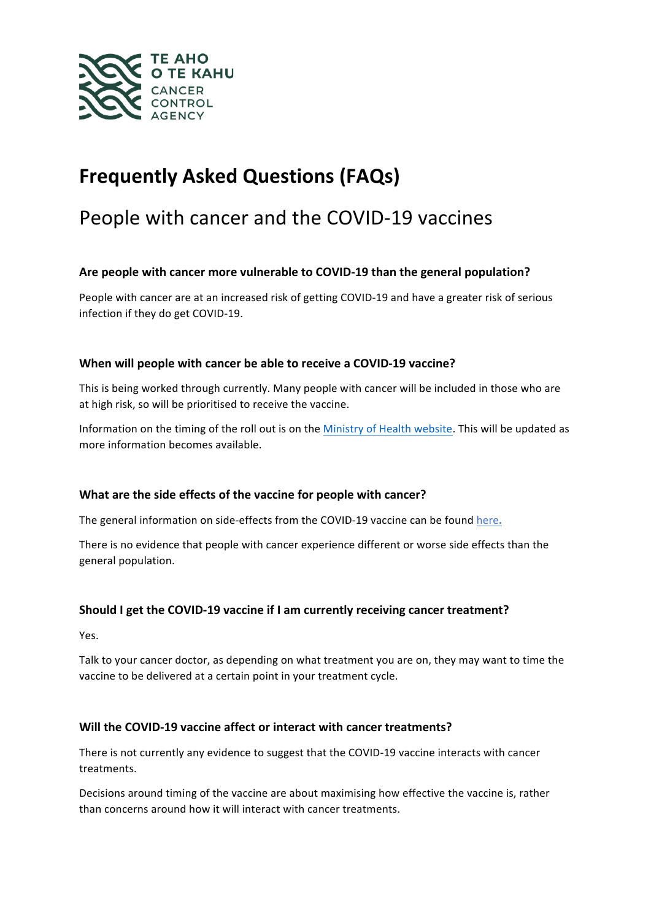TE AHO O TE KAHU
CANCER CONTROL AGENCY

# Frequently Asked Questions (FAQs)

## People with cancer and the COVID-19 vaccines

### Are people with cancer more vulnerable to COVID-19 than the general population?

People with cancer are at an increased risk of getting COVID-19 and have a greater risk of serious infection if they do get COVID-19.

### When will people with cancer be able to receive a COVID-19 vaccine?

This is being worked through currently. Many people with cancer will be included in those who are at high risk, so will be prioritised to receive the vaccine.

Information on the timing of the roll out is on the Ministry of Health website. This will be updated as more information becomes available.

### What are the side effects of the vaccine for people with cancer?

The general information on side-effects from the COVID-19 vaccine can be found here.

There is no evidence that people with cancer experience different or worse side effects than the general population.

### Should I get the COVID-19 vaccine if I am currently receiving cancer treatment?

Yes.

Talk to your cancer doctor, as depending on what treatment you are on, they may want to time the vaccine to be delivered at a certain point in your treatment cycle.

### Will the COVID-19 vaccine affect or interact with cancer treatments?

There is not currently any evidence to suggest that the COVID-19 vaccine interacts with cancer treatments.

Decisions around timing of the vaccine are about maximising how effective the vaccine is, rather than concerns around how it will interact with cancer treatments.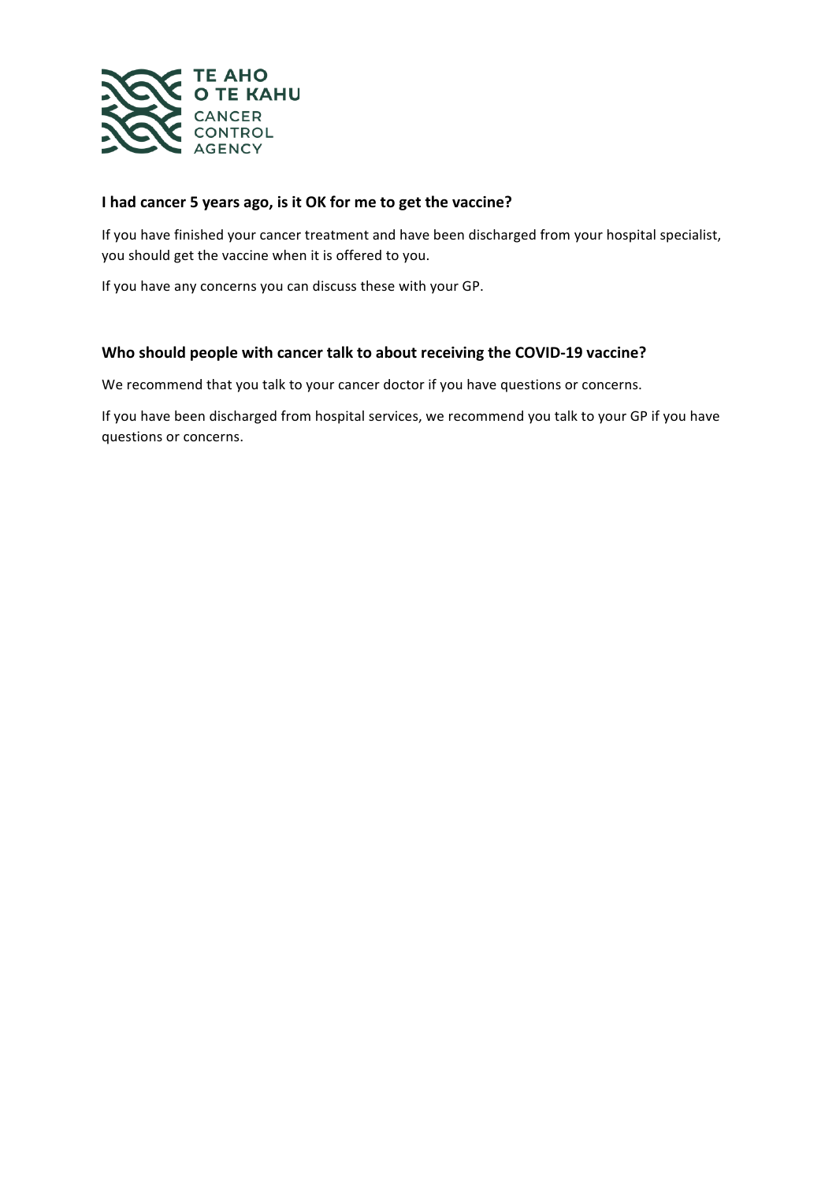TE AHO O TE KAHU
CANCER CONTROL AGENCY

### I had cancer 5 years ago, is it OK for me to get the vaccine?

If you have finished your cancer treatment and have been discharged from your hospital specialist, you should get the vaccine when it is offered to you.

If you have any concerns you can discuss these with your GP.

### Who should people with cancer talk to about receiving the COVID-19 vaccine?

We recommend that you talk to your cancer doctor if you have questions or concerns.

If you have been discharged from hospital services, we recommend you talk to your GP if you have questions or concerns.